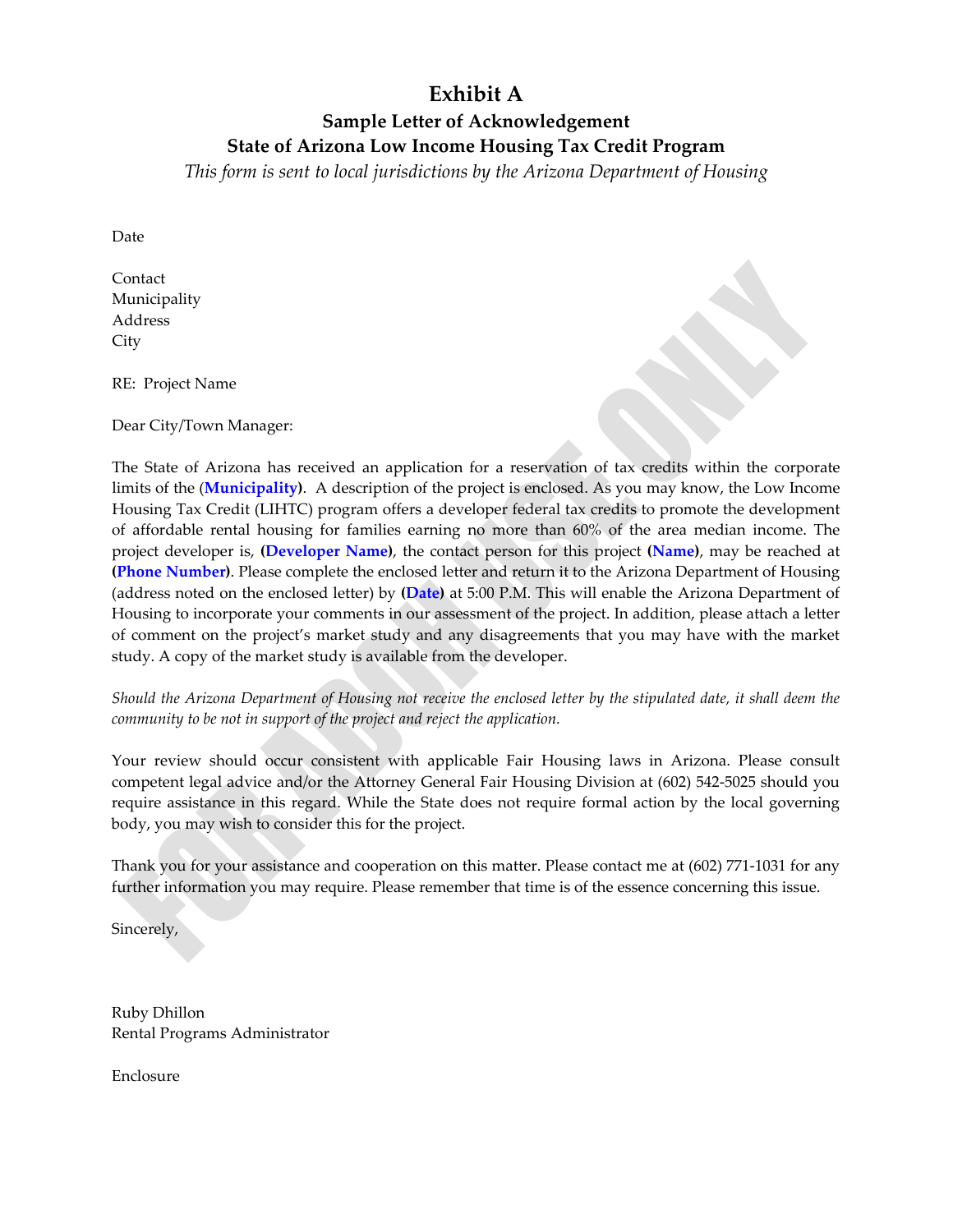# Exhibit A

## Sample Letter of Acknowledgement

## State of Arizona Low Income Housing Tax Credit Program

*This form is sent to local jurisdictions by the Arizona Department of Housing*

Date

Contact
Municipality
Address
City

RE: Project Name

Dear City/Town Manager:

The State of Arizona has received an application for a reservation of tax credits within the corporate limits of the (**Municipality**). A description of the project is enclosed. As you may know, the Low Income Housing Tax Credit (LIHTC) program offers a developer federal tax credits to promote the development of affordable rental housing for families earning no more than 60% of the area median income. The project developer is, **(Developer Name)**, the contact person for this project **(Name)**, may be reached at **(Phone Number)**. Please complete the enclosed letter and return it to the Arizona Department of Housing (address noted on the enclosed letter) by **(Date)** at 5:00 P.M. This will enable the Arizona Department of Housing to incorporate your comments in our assessment of the project. In addition, please attach a letter of comment on the project's market study and any disagreements that you may have with the market study. A copy of the market study is available from the developer.

*Should the Arizona Department of Housing not receive the enclosed letter by the stipulated date, it shall deem the community to be not in support of the project and reject the application.*

Your review should occur consistent with applicable Fair Housing laws in Arizona. Please consult competent legal advice and/or the Attorney General Fair Housing Division at (602) 542-5025 should you require assistance in this regard. While the State does not require formal action by the local governing body, you may wish to consider this for the project.

Thank you for your assistance and cooperation on this matter. Please contact me at (602) 771-1031 for any further information you may require. Please remember that time is of the essence concerning this issue.

Sincerely,

Ruby Dhillon
Rental Programs Administrator

Enclosure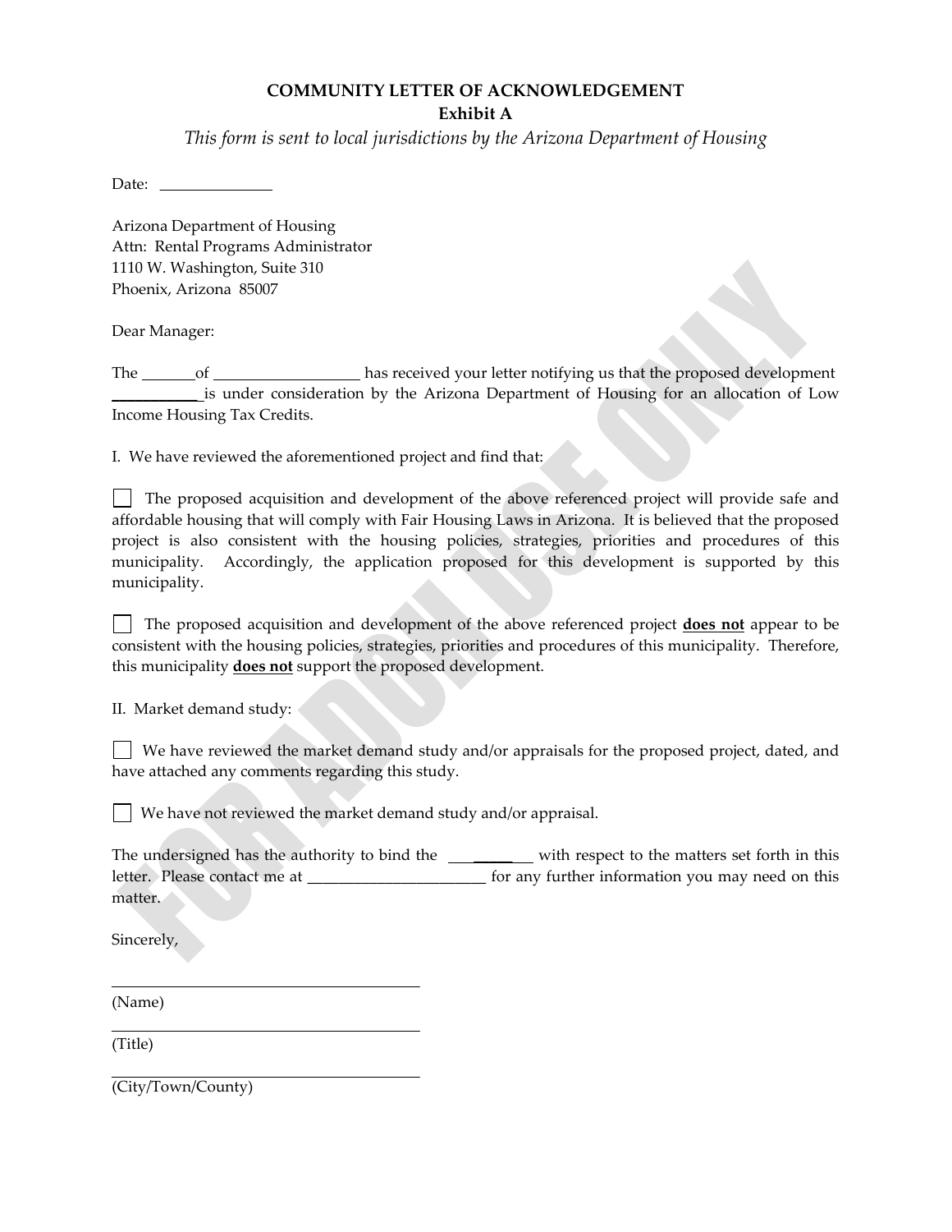**COMMUNITY LETTER OF ACKNOWLEDGEMENT**

**Exhibit A**

*This form is sent to local jurisdictions by the Arizona Department of Housing*

Date: ______________

Arizona Department of Housing
Attn: Rental Programs Administrator
1110 W. Washington, Suite 310
Phoenix, Arizona 85007

Dear Manager:

The _______of __________________ has received your letter notifying us that the proposed development ___________ is under consideration by the Arizona Department of Housing for an allocation of Low Income Housing Tax Credits.

I. We have reviewed the aforementioned project and find that:

☐ The proposed acquisition and development of the above referenced project will provide safe and affordable housing that will comply with Fair Housing Laws in Arizona. It is believed that the proposed project is also consistent with the housing policies, strategies, priorities and procedures of this municipality. Accordingly, the application proposed for this development is supported by this municipality.

☐ The proposed acquisition and development of the above referenced project <u>**does not**</u> appear to be consistent with the housing policies, strategies, priorities and procedures of this municipality. Therefore, this municipality <u>**does not**</u> support the proposed development.

II. Market demand study:

☐ We have reviewed the market demand study and/or appraisals for the proposed project, dated, and have attached any comments regarding this study.

☐ We have not reviewed the market demand study and/or appraisal.

The undersigned has the authority to bind the __________ with respect to the matters set forth in this letter. Please contact me at ______________________ for any further information you may need on this matter.

Sincerely,

________________________________________
(Name)

________________________________________
(Title)

________________________________________
(City/Town/County)